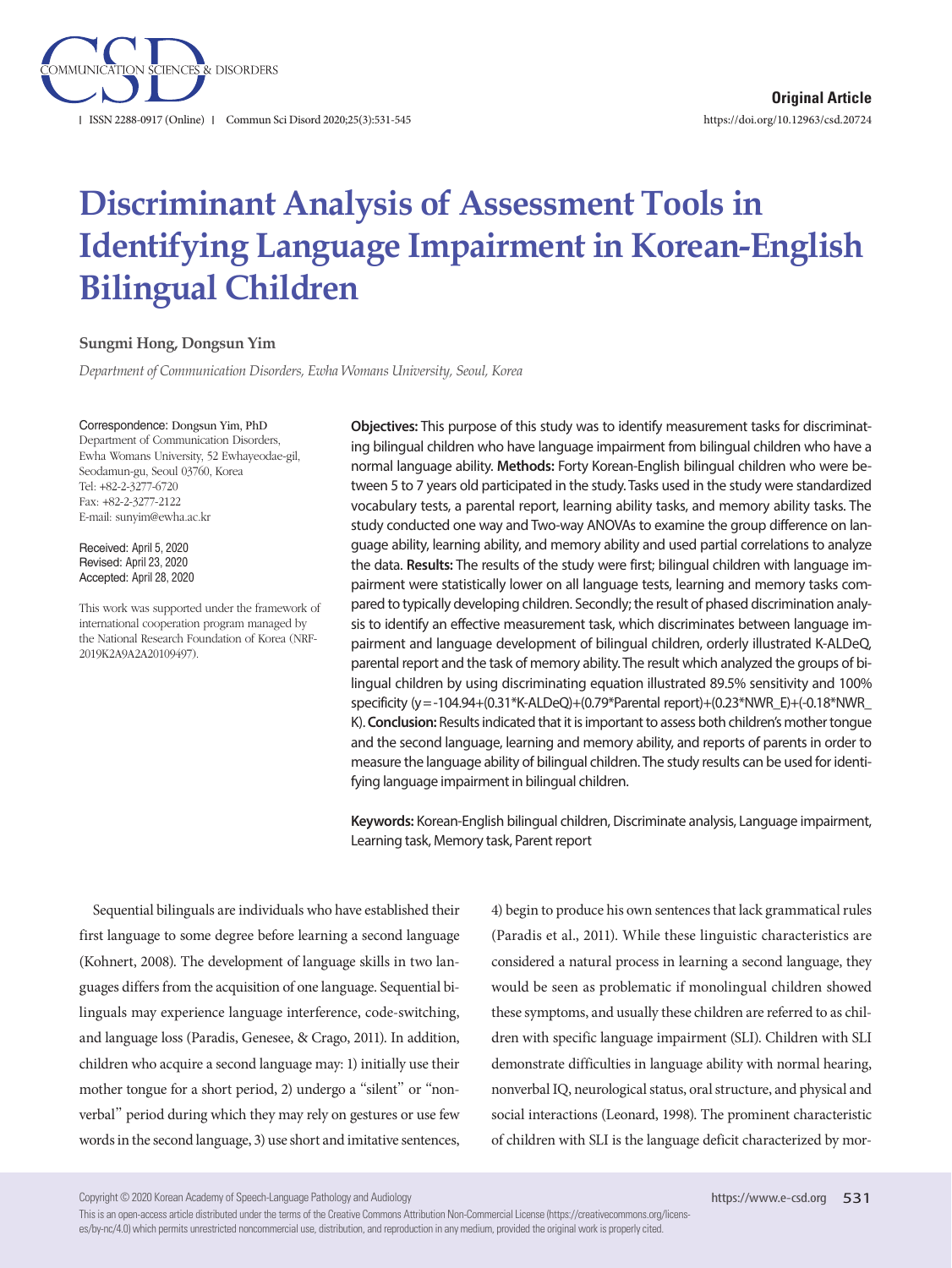Original Article

# Discriminant Analysis of Assessment Tools in Identifying Language Impairment in Korean-English Bilingual Children

**Sungmi Hong, Dongsun Yim**

*Department of Communication Disorders, Ewha Womans University, Seoul, Korea*

Correspondence: Dongsun Yim, PhD
Department of Communication Disorders, Ewha Womans University, 52 Ewhayeodae-gil, Seodamun-gu, Seoul 03760, Korea
Tel: +82-2-3277-6720
Fax: +82-2-3277-2122
E-mail: sunyim@ewha.ac.kr

Received: April 5, 2020
Revised: April 23, 2020
Accepted: April 28, 2020

This work was supported under the framework of international cooperation program managed by the National Research Foundation of Korea (NRF-2019K2A9A2A20109497).

**Objectives:** This purpose of this study was to identify measurement tasks for discriminating bilingual children who have language impairment from bilingual children who have a normal language ability. **Methods:** Forty Korean-English bilingual children who were between 5 to 7 years old participated in the study. Tasks used in the study were standardized vocabulary tests, a parental report, learning ability tasks, and memory ability tasks. The study conducted one way and Two-way ANOVAs to examine the group difference on language ability, learning ability, and memory ability and used partial correlations to analyze the data. **Results:** The results of the study were first; bilingual children with language impairment were statistically lower on all language tests, learning and memory tasks compared to typically developing children. Secondly; the result of phased discrimination analysis to identify an effective measurement task, which discriminates between language impairment and language development of bilingual children, orderly illustrated K-ALDeQ, parental report and the task of memory ability. The result which analyzed the groups of bilingual children by using discriminating equation illustrated 89.5% sensitivity and 100% specificity (y=-104.94+(0.31*K-ALDeQ)+(0.79*Parental report)+(0.23*NWR_E)+(-0.18*NWR_K). **Conclusion:** Results indicated that it is important to assess both children's mother tongue and the second language, learning and memory ability, and reports of parents in order to measure the language ability of bilingual children. The study results can be used for identifying language impairment in bilingual children.

**Keywords:** Korean-English bilingual children, Discriminate analysis, Language impairment, Learning task, Memory task, Parent report

Sequential bilinguals are individuals who have established their first language to some degree before learning a second language (Kohnert, 2008). The development of language skills in two languages differs from the acquisition of one language. Sequential bilinguals may experience language interference, code-switching, and language loss (Paradis, Genesee, & Crago, 2011). In addition, children who acquire a second language may: 1) initially use their mother tongue for a short period, 2) undergo a "silent" or "nonverbal" period during which they may rely on gestures or use few words in the second language, 3) use short and imitative sentences, 4) begin to produce his own sentences that lack grammatical rules (Paradis et al., 2011). While these linguistic characteristics are considered a natural process in learning a second language, they would be seen as problematic if monolingual children showed these symptoms, and usually these children are referred to as children with specific language impairment (SLI). Children with SLI demonstrate difficulties in language ability with normal hearing, nonverbal IQ, neurological status, oral structure, and physical and social interactions (Leonard, 1998). The prominent characteristic of children with SLI is the language deficit characterized by mor-

Copyright © 2020 Korean Academy of Speech-Language Pathology and Audiology
This is an open-access article distributed under the terms of the Creative Commons Attribution Non-Commercial License (https://creativecommons.org/licenses/by-nc/4.0) which permits unrestricted noncommercial use, distribution, and reproduction in any medium, provided the original work is properly cited.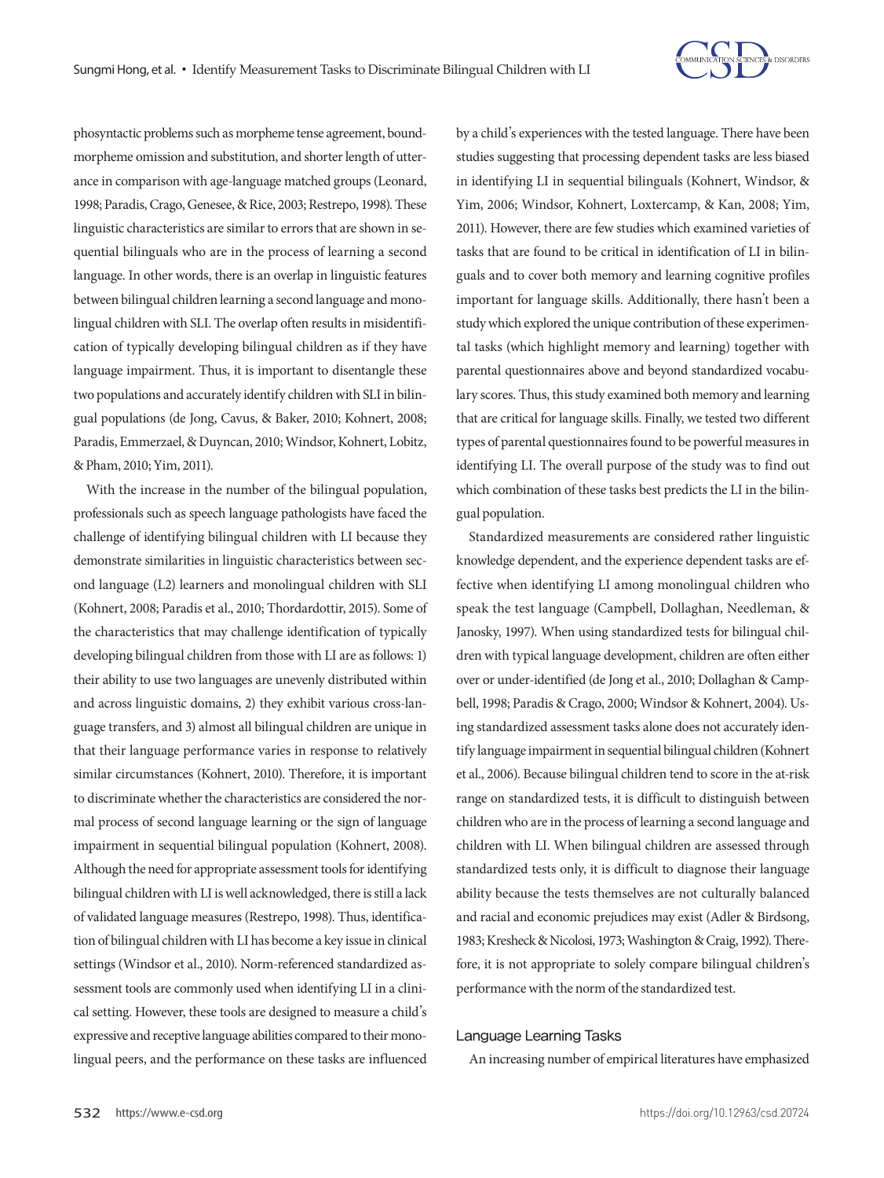phosyntactic problems such as morpheme tense agreement, bound-morpheme omission and substitution, and shorter length of utterance in comparison with age-language matched groups (Leonard, 1998; Paradis, Crago, Genesee, & Rice, 2003; Restrepo, 1998). These linguistic characteristics are similar to errors that are shown in sequential bilinguals who are in the process of learning a second language. In other words, there is an overlap in linguistic features between bilingual children learning a second language and monolingual children with SLI. The overlap often results in misidentification of typically developing bilingual children as if they have language impairment. Thus, it is important to disentangle these two populations and accurately identify children with SLI in bilingual populations (de Jong, Cavus, & Baker, 2010; Kohnert, 2008; Paradis, Emmerzael, & Duyncan, 2010; Windsor, Kohnert, Lobitz, & Pham, 2010; Yim, 2011).

With the increase in the number of the bilingual population, professionals such as speech language pathologists have faced the challenge of identifying bilingual children with LI because they demonstrate similarities in linguistic characteristics between second language (L2) learners and monolingual children with SLI (Kohnert, 2008; Paradis et al., 2010; Thordardottir, 2015). Some of the characteristics that may challenge identification of typically developing bilingual children from those with LI are as follows: 1) their ability to use two languages are unevenly distributed within and across linguistic domains, 2) they exhibit various cross-language transfers, and 3) almost all bilingual children are unique in that their language performance varies in response to relatively similar circumstances (Kohnert, 2010). Therefore, it is important to discriminate whether the characteristics are considered the normal process of second language learning or the sign of language impairment in sequential bilingual population (Kohnert, 2008). Although the need for appropriate assessment tools for identifying bilingual children with LI is well acknowledged, there is still a lack of validated language measures (Restrepo, 1998). Thus, identification of bilingual children with LI has become a key issue in clinical settings (Windsor et al., 2010). Norm-referenced standardized assessment tools are commonly used when identifying LI in a clinical setting. However, these tools are designed to measure a child's expressive and receptive language abilities compared to their monolingual peers, and the performance on these tasks are influenced by a child's experiences with the tested language. There have been studies suggesting that processing dependent tasks are less biased in identifying LI in sequential bilinguals (Kohnert, Windsor, & Yim, 2006; Windsor, Kohnert, Loxtercamp, & Kan, 2008; Yim, 2011). However, there are few studies which examined varieties of tasks that are found to be critical in identification of LI in bilinguals and to cover both memory and learning cognitive profiles important for language skills. Additionally, there hasn't been a study which explored the unique contribution of these experimental tasks (which highlight memory and learning) together with parental questionnaires above and beyond standardized vocabulary scores. Thus, this study examined both memory and learning that are critical for language skills. Finally, we tested two different types of parental questionnaires found to be powerful measures in identifying LI. The overall purpose of the study was to find out which combination of these tasks best predicts the LI in the bilingual population.

Standardized measurements are considered rather linguistic knowledge dependent, and the experience dependent tasks are effective when identifying LI among monolingual children who speak the test language (Campbell, Dollaghan, Needleman, & Janosky, 1997). When using standardized tests for bilingual children with typical language development, children are often either over or under-identified (de Jong et al., 2010; Dollaghan & Campbell, 1998; Paradis & Crago, 2000; Windsor & Kohnert, 2004). Using standardized assessment tasks alone does not accurately identify language impairment in sequential bilingual children (Kohnert et al., 2006). Because bilingual children tend to score in the at-risk range on standardized tests, it is difficult to distinguish between children who are in the process of learning a second language and children with LI. When bilingual children are assessed through standardized tests only, it is difficult to diagnose their language ability because the tests themselves are not culturally balanced and racial and economic prejudices may exist (Adler & Birdsong, 1983; Kresheck & Nicolosi, 1973; Washington & Craig, 1992). Therefore, it is not appropriate to solely compare bilingual children's performance with the norm of the standardized test.

### Language Learning Tasks

An increasing number of empirical literatures have emphasized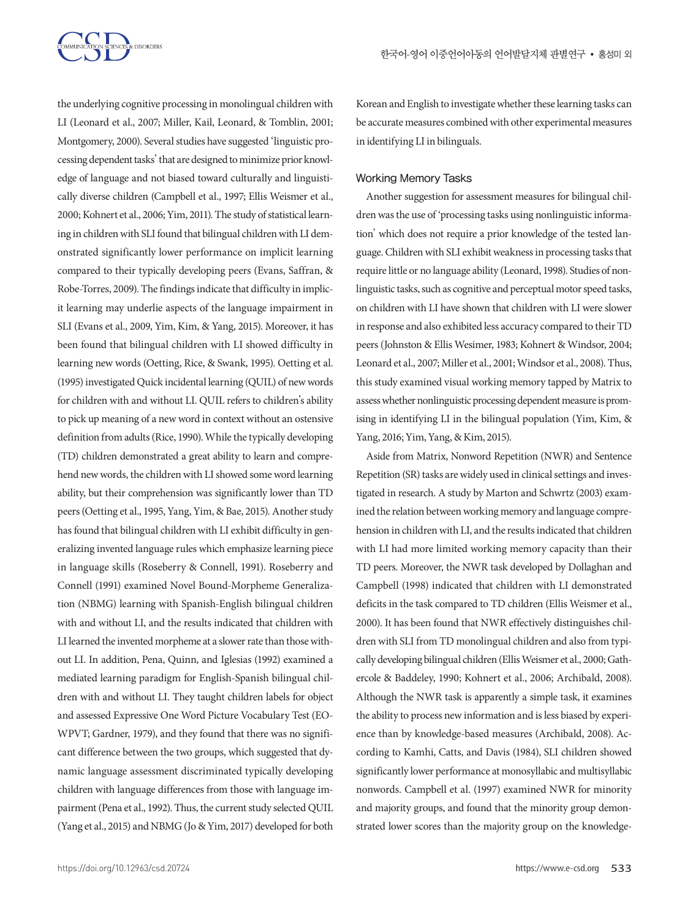the underlying cognitive processing in monolingual children with LI (Leonard et al., 2007; Miller, Kail, Leonard, & Tomblin, 2001; Montgomery, 2000). Several studies have suggested 'linguistic processing dependent tasks' that are designed to minimize prior knowledge of language and not biased toward culturally and linguistically diverse children (Campbell et al., 1997; Ellis Weismer et al., 2000; Kohnert et al., 2006; Yim, 2011). The study of statistical learning in children with SLI found that bilingual children with LI demonstrated significantly lower performance on implicit learning compared to their typically developing peers (Evans, Saffran, & Robe-Torres, 2009). The findings indicate that difficulty in implicit learning may underlie aspects of the language impairment in SLI (Evans et al., 2009, Yim, Kim, & Yang, 2015). Moreover, it has been found that bilingual children with LI showed difficulty in learning new words (Oetting, Rice, & Swank, 1995). Oetting et al. (1995) investigated Quick incidental learning (QUIL) of new words for children with and without LI. QUIL refers to children's ability to pick up meaning of a new word in context without an ostensive definition from adults (Rice, 1990). While the typically developing (TD) children demonstrated a great ability to learn and comprehend new words, the children with LI showed some word learning ability, but their comprehension was significantly lower than TD peers (Oetting et al., 1995, Yang, Yim, & Bae, 2015). Another study has found that bilingual children with LI exhibit difficulty in generalizing invented language rules which emphasize learning piece in language skills (Roseberry & Connell, 1991). Roseberry and Connell (1991) examined Novel Bound-Morpheme Generalization (NBMG) learning with Spanish-English bilingual children with and without LI, and the results indicated that children with LI learned the invented morpheme at a slower rate than those without LI. In addition, Pena, Quinn, and Iglesias (1992) examined a mediated learning paradigm for English-Spanish bilingual children with and without LI. They taught children labels for object and assessed Expressive One Word Picture Vocabulary Test (EOWPVT; Gardner, 1979), and they found that there was no significant difference between the two groups, which suggested that dynamic language assessment discriminated typically developing children with language differences from those with language impairment (Pena et al., 1992). Thus, the current study selected QUIL (Yang et al., 2015) and NBMG (Jo & Yim, 2017) developed for both Korean and English to investigate whether these learning tasks can be accurate measures combined with other experimental measures in identifying LI in bilinguals.

### Working Memory Tasks

Another suggestion for assessment measures for bilingual children was the use of 'processing tasks using nonlinguistic information' which does not require a prior knowledge of the tested language. Children with SLI exhibit weakness in processing tasks that require little or no language ability (Leonard, 1998). Studies of nonlinguistic tasks, such as cognitive and perceptual motor speed tasks, on children with LI have shown that children with LI were slower in response and also exhibited less accuracy compared to their TD peers (Johnston & Ellis Wesimer, 1983; Kohnert & Windsor, 2004; Leonard et al., 2007; Miller et al., 2001; Windsor et al., 2008). Thus, this study examined visual working memory tapped by Matrix to assess whether nonlinguistic processing dependent measure is promising in identifying LI in the bilingual population (Yim, Kim, & Yang, 2016; Yim, Yang, & Kim, 2015).

Aside from Matrix, Nonword Repetition (NWR) and Sentence Repetition (SR) tasks are widely used in clinical settings and investigated in research. A study by Marton and Schwrtz (2003) examined the relation between working memory and language comprehension in children with LI, and the results indicated that children with LI had more limited working memory capacity than their TD peers. Moreover, the NWR task developed by Dollaghan and Campbell (1998) indicated that children with LI demonstrated deficits in the task compared to TD children (Ellis Weismer et al., 2000). It has been found that NWR effectively distinguishes children with SLI from TD monolingual children and also from typically developing bilingual children (Ellis Weismer et al., 2000; Gathercole & Baddeley, 1990; Kohnert et al., 2006; Archibald, 2008). Although the NWR task is apparently a simple task, it examines the ability to process new information and is less biased by experience than by knowledge-based measures (Archibald, 2008). According to Kamhi, Catts, and Davis (1984), SLI children showed significantly lower performance at monosyllabic and multisyllabic nonwords. Campbell et al. (1997) examined NWR for minority and majority groups, and found that the minority group demonstrated lower scores than the majority group on the knowledge-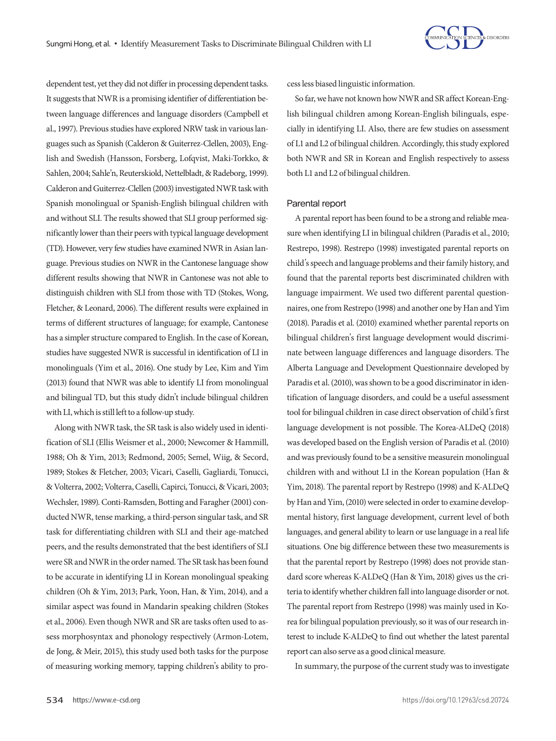dependent test, yet they did not differ in processing dependent tasks. It suggests that NWR is a promising identifier of differentiation between language differences and language disorders (Campbell et al., 1997). Previous studies have explored NRW task in various languages such as Spanish (Calderon & Guiterrez-Clellen, 2003), English and Swedish (Hansson, Forsberg, Lofqvist, Maki-Torkko, & Sahlen, 2004; Sahle'n, Reuterskiold, Nettelbladt, & Radeborg, 1999). Calderon and Guiterrez-Clellen (2003) investigated NWR task with Spanish monolingual or Spanish-English bilingual children with and without SLI. The results showed that SLI group performed significantly lower than their peers with typical language development (TD). However, very few studies have examined NWR in Asian language. Previous studies on NWR in the Cantonese language show different results showing that NWR in Cantonese was not able to distinguish children with SLI from those with TD (Stokes, Wong, Fletcher, & Leonard, 2006). The different results were explained in terms of different structures of language; for example, Cantonese has a simpler structure compared to English. In the case of Korean, studies have suggested NWR is successful in identification of LI in monolinguals (Yim et al., 2016). One study by Lee, Kim and Yim (2013) found that NWR was able to identify LI from monolingual and bilingual TD, but this study didn't include bilingual children with LI, which is still left to a follow-up study.

Along with NWR task, the SR task is also widely used in identification of SLI (Ellis Weismer et al., 2000; Newcomer & Hammill, 1988; Oh & Yim, 2013; Redmond, 2005; Semel, Wiig, & Secord, 1989; Stokes & Fletcher, 2003; Vicari, Caselli, Gagliardi, Tonucci, & Volterra, 2002; Volterra, Caselli, Capirci, Tonucci, & Vicari, 2003; Wechsler, 1989). Conti-Ramsden, Botting and Faragher (2001) conducted NWR, tense marking, a third-person singular task, and SR task for differentiating children with SLI and their age-matched peers, and the results demonstrated that the best identifiers of SLI were SR and NWR in the order named. The SR task has been found to be accurate in identifying LI in Korean monolingual speaking children (Oh & Yim, 2013; Park, Yoon, Han, & Yim, 2014), and a similar aspect was found in Mandarin speaking children (Stokes et al., 2006). Even though NWR and SR are tasks often used to assess morphosyntax and phonology respectively (Armon-Lotem, de Jong, & Meir, 2015), this study used both tasks for the purpose of measuring working memory, tapping children's ability to process less biased linguistic information.

So far, we have not known how NWR and SR affect Korean-English bilingual children among Korean-English bilinguals, especially in identifying LI. Also, there are few studies on assessment of L1 and L2 of bilingual children. Accordingly, this study explored both NWR and SR in Korean and English respectively to assess both L1 and L2 of bilingual children.

### Parental report

A parental report has been found to be a strong and reliable measure when identifying LI in bilingual children (Paradis et al., 2010; Restrepo, 1998). Restrepo (1998) investigated parental reports on child's speech and language problems and their family history, and found that the parental reports best discriminated children with language impairment. We used two different parental questionnaires, one from Restrepo (1998) and another one by Han and Yim (2018). Paradis et al. (2010) examined whether parental reports on bilingual children's first language development would discriminate between language differences and language disorders. The Alberta Language and Development Questionnaire developed by Paradis et al. (2010), was shown to be a good discriminator in identification of language disorders, and could be a useful assessment tool for bilingual children in case direct observation of child's first language development is not possible. The Korea-ALDeQ (2018) was developed based on the English version of Paradis et al. (2010) and was previously found to be a sensitive measurein monolingual children with and without LI in the Korean population (Han & Yim, 2018). The parental report by Restrepo (1998) and K-ALDeQ by Han and Yim, (2010) were selected in order to examine developmental history, first language development, current level of both languages, and general ability to learn or use language in a real life situations. One big difference between these two measurements is that the parental report by Restrepo (1998) does not provide standard score whereas K-ALDeQ (Han & Yim, 2018) gives us the criteria to identify whether children fall into language disorder or not. The parental report from Restrepo (1998) was mainly used in Korea for bilingual population previously, so it was of our research interest to include K-ALDeQ to find out whether the latest parental report can also serve as a good clinical measure.

In summary, the purpose of the current study was to investigate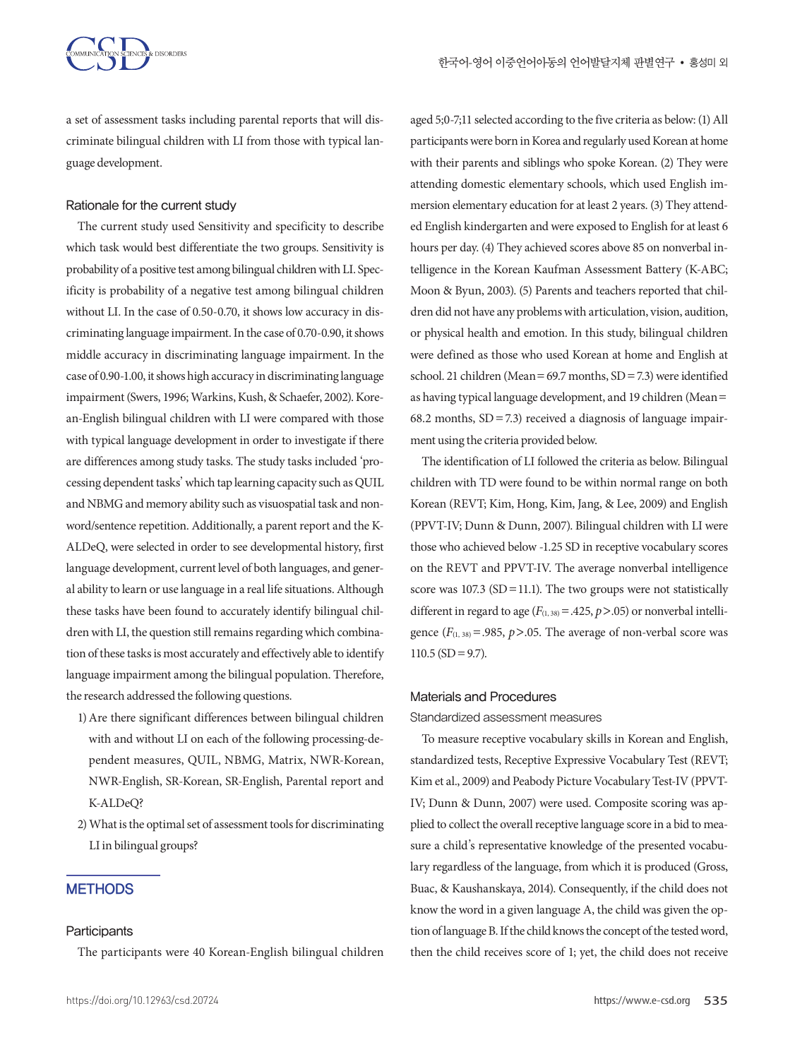a set of assessment tasks including parental reports that will discriminate bilingual children with LI from those with typical language development.

### Rationale for the current study

The current study used Sensitivity and specificity to describe which task would best differentiate the two groups. Sensitivity is probability of a positive test among bilingual children with LI. Specificity is probability of a negative test among bilingual children without LI. In the case of 0.50-0.70, it shows low accuracy in discriminating language impairment. In the case of 0.70-0.90, it shows middle accuracy in discriminating language impairment. In the case of 0.90-1.00, it shows high accuracy in discriminating language impairment (Swers, 1996; Warkins, Kush, & Schaefer, 2002). Korean-English bilingual children with LI were compared with those with typical language development in order to investigate if there are differences among study tasks. The study tasks included 'processing dependent tasks' which tap learning capacity such as QUIL and NBMG and memory ability such as visuospatial task and nonword/sentence repetition. Additionally, a parent report and the K-ALDeQ, were selected in order to see developmental history, first language development, current level of both languages, and general ability to learn or use language in a real life situations. Although these tasks have been found to accurately identify bilingual children with LI, the question still remains regarding which combination of these tasks is most accurately and effectively able to identify language impairment among the bilingual population. Therefore, the research addressed the following questions.

1) Are there significant differences between bilingual children with and without LI on each of the following processing-dependent measures, QUIL, NBMG, Matrix, NWR-Korean, NWR-English, SR-Korean, SR-English, Parental report and K-ALDeQ?
2) What is the optimal set of assessment tools for discriminating LI in bilingual groups?

## METHODS

### Participants

The participants were 40 Korean-English bilingual children aged 5;0-7;11 selected according to the five criteria as below: (1) All participants were born in Korea and regularly used Korean at home with their parents and siblings who spoke Korean. (2) They were attending domestic elementary schools, which used English immersion elementary education for at least 2 years. (3) They attended English kindergarten and were exposed to English for at least 6 hours per day. (4) They achieved scores above 85 on nonverbal intelligence in the Korean Kaufman Assessment Battery (K-ABC; Moon & Byun, 2003). (5) Parents and teachers reported that children did not have any problems with articulation, vision, audition, or physical health and emotion. In this study, bilingual children were defined as those who used Korean at home and English at school. 21 children (Mean = 69.7 months, SD = 7.3) were identified as having typical language development, and 19 children (Mean = 68.2 months, SD = 7.3) received a diagnosis of language impairment using the criteria provided below.

The identification of LI followed the criteria as below. Bilingual children with TD were found to be within normal range on both Korean (REVT; Kim, Hong, Kim, Jang, & Lee, 2009) and English (PPVT-IV; Dunn & Dunn, 2007). Bilingual children with LI were those who achieved below -1.25 SD in receptive vocabulary scores on the REVT and PPVT-IV. The average nonverbal intelligence score was 107.3 (SD = 11.1). The two groups were not statistically different in regard to age ($F_{(1, 38)} = .425$, $p > .05$) or nonverbal intelligence ($F_{(1, 38)} = .985$, $p > .05$. The average of non-verbal score was 110.5 (SD = 9.7).

### Materials and Procedures

#### Standardized assessment measures

To measure receptive vocabulary skills in Korean and English, standardized tests, Receptive Expressive Vocabulary Test (REVT; Kim et al., 2009) and Peabody Picture Vocabulary Test-IV (PPVT-IV; Dunn & Dunn, 2007) were used. Composite scoring was applied to collect the overall receptive language score in a bid to measure a child's representative knowledge of the presented vocabulary regardless of the language, from which it is produced (Gross, Buac, & Kaushanskaya, 2014). Consequently, if the child does not know the word in a given language A, the child was given the option of language B. If the child knows the concept of the tested word, then the child receives score of 1; yet, the child does not receive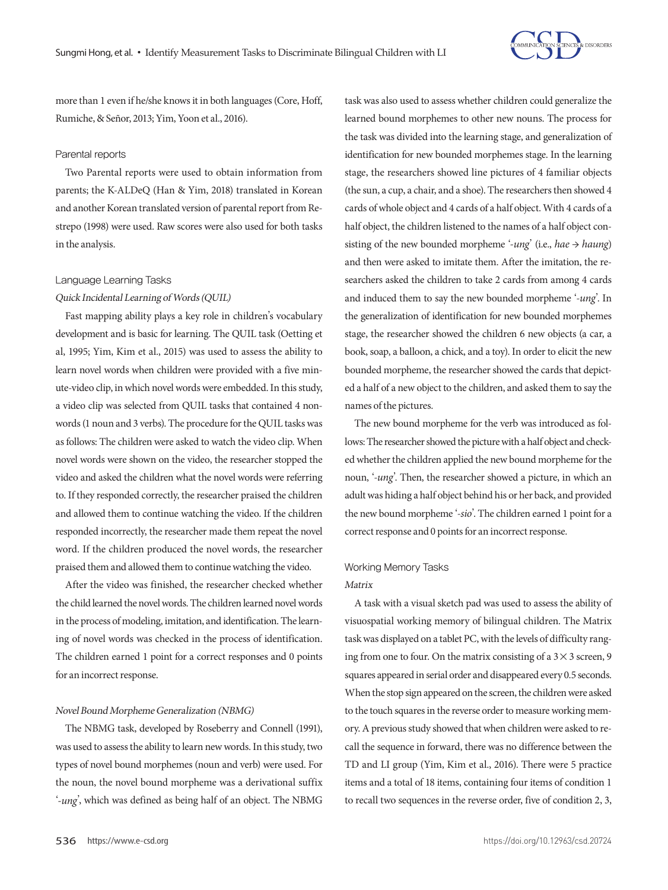more than 1 even if he/she knows it in both languages (Core, Hoff, Rumiche, & Señor, 2013; Yim, Yoon et al., 2016).

### Parental reports

Two Parental reports were used to obtain information from parents; the K-ALDeQ (Han & Yim, 2018) translated in Korean and another Korean translated version of parental report from Restrepo (1998) were used. Raw scores were also used for both tasks in the analysis.

### Language Learning Tasks

#### *Quick Incidental Learning of Words (QUIL)*

Fast mapping ability plays a key role in children's vocabulary development and is basic for learning. The QUIL task (Oetting et al, 1995; Yim, Kim et al., 2015) was used to assess the ability to learn novel words when children were provided with a five minute-video clip, in which novel words were embedded. In this study, a video clip was selected from QUIL tasks that contained 4 nonwords (1 noun and 3 verbs). The procedure for the QUIL tasks was as follows: The children were asked to watch the video clip. When novel words were shown on the video, the researcher stopped the video and asked the children what the novel words were referring to. If they responded correctly, the researcher praised the children and allowed them to continue watching the video. If the children responded incorrectly, the researcher made them repeat the novel word. If the children produced the novel words, the researcher praised them and allowed them to continue watching the video.

After the video was finished, the researcher checked whether the child learned the novel words. The children learned novel words in the process of modeling, imitation, and identification. The learning of novel words was checked in the process of identification. The children earned 1 point for a correct responses and 0 points for an incorrect response.

#### *Novel Bound Morpheme Generalization (NBMG)*

The NBMG task, developed by Roseberry and Connell (1991), was used to assess the ability to learn new words. In this study, two types of novel bound morphemes (noun and verb) were used. For the noun, the novel bound morpheme was a derivational suffix '*-ung*', which was defined as being half of an object. The NBMG task was also used to assess whether children could generalize the learned bound morphemes to other new nouns. The process for the task was divided into the learning stage, and generalization of identification for new bounded morphemes stage. In the learning stage, the researchers showed line pictures of 4 familiar objects (the sun, a cup, a chair, and a shoe). The researchers then showed 4 cards of whole object and 4 cards of a half object. With 4 cards of a half object, the children listened to the names of a half object consisting of the new bounded morpheme '*-ung*' (i.e., *hae* → *haung*) and then were asked to imitate them. After the imitation, the researchers asked the children to take 2 cards from among 4 cards and induced them to say the new bounded morpheme '*-ung*'. In the generalization of identification for new bounded morphemes stage, the researcher showed the children 6 new objects (a car, a book, soap, a balloon, a chick, and a toy). In order to elicit the new bounded morpheme, the researcher showed the cards that depicted a half of a new object to the children, and asked them to say the names of the pictures.

The new bound morpheme for the verb was introduced as follows: The researcher showed the picture with a half object and checked whether the children applied the new bound morpheme for the noun, '*-ung*'. Then, the researcher showed a picture, in which an adult was hiding a half object behind his or her back, and provided the new bound morpheme '*-sio*'. The children earned 1 point for a correct response and 0 points for an incorrect response.

### Working Memory Tasks

#### *Matrix*

A task with a visual sketch pad was used to assess the ability of visuospatial working memory of bilingual children. The Matrix task was displayed on a tablet PC, with the levels of difficulty ranging from one to four. On the matrix consisting of a $3 \times 3$ screen, 9 squares appeared in serial order and disappeared every 0.5 seconds. When the stop sign appeared on the screen, the children were asked to the touch squares in the reverse order to measure working memory. A previous study showed that when children were asked to recall the sequence in forward, there was no difference between the TD and LI group (Yim, Kim et al., 2016). There were 5 practice items and a total of 18 items, containing four items of condition 1 to recall two sequences in the reverse order, five of condition 2, 3,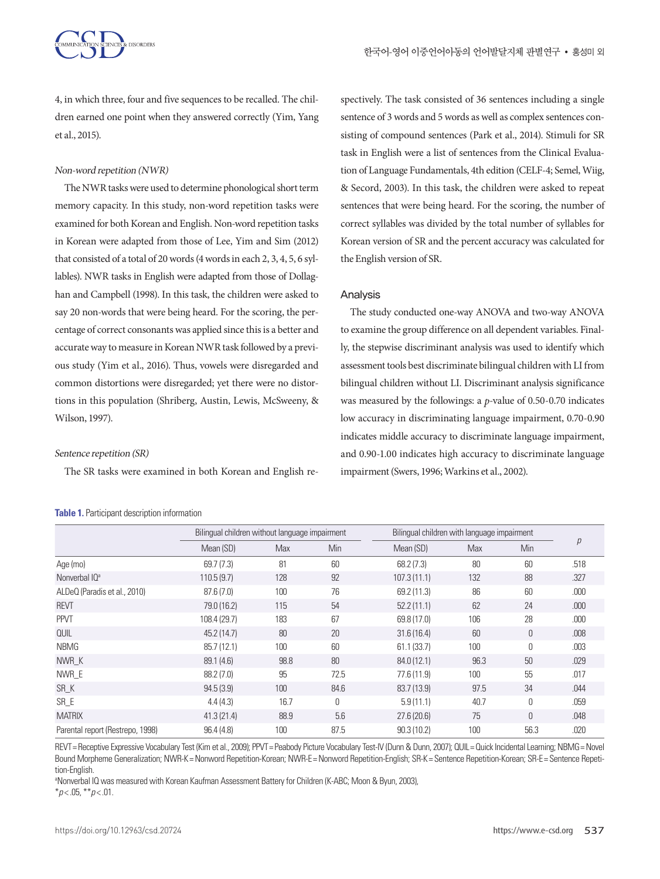4, in which three, four and five sequences to be recalled. The children earned one point when they answered correctly (Yim, Yang et al., 2015).

*Non-word repetition (NWR)*

The NWR tasks were used to determine phonological short term memory capacity. In this study, non-word repetition tasks were examined for both Korean and English. Non-word repetition tasks in Korean were adapted from those of Lee, Yim and Sim (2012) that consisted of a total of 20 words (4 words in each 2, 3, 4, 5, 6 syllables). NWR tasks in English were adapted from those of Dollaghan and Campbell (1998). In this task, the children were asked to say 20 non-words that were being heard. For the scoring, the percentage of correct consonants was applied since this is a better and accurate way to measure in Korean NWR task followed by a previous study (Yim et al., 2016). Thus, vowels were disregarded and common distortions were disregarded; yet there were no distortions in this population (Shriberg, Austin, Lewis, McSweeny, & Wilson, 1997).

*Sentence repetition (SR)*

The SR tasks were examined in both Korean and English respectively. The task consisted of 36 sentences including a single sentence of 3 words and 5 words as well as complex sentences consisting of compound sentences (Park et al., 2014). Stimuli for SR task in English were a list of sentences from the Clinical Evaluation of Language Fundamentals, 4th edition (CELF-4; Semel, Wiig, & Secord, 2003). In this task, the children were asked to repeat sentences that were being heard. For the scoring, the number of correct syllables was divided by the total number of syllables for Korean version of SR and the percent accuracy was calculated for the English version of SR.

## Analysis

The study conducted one-way ANOVA and two-way ANOVA to examine the group difference on all dependent variables. Finally, the stepwise discriminant analysis was used to identify which assessment tools best discriminate bilingual children with LI from bilingual children without LI. Discriminant analysis significance was measured by the followings: a $p$-value of 0.50-0.70 indicates low accuracy in discriminating language impairment, 0.70-0.90 indicates middle accuracy to discriminate language impairment, and 0.90-1.00 indicates high accuracy to discriminate language impairment (Swers, 1996; Warkins et al., 2002).

**Table 1.** Participant description information

| | Bilingual children without language impairment | | | Bilingual children with language impairment | | | *p* |
|---|---|---|---|---|---|---|---|
| | Mean (SD) | Max | Min | Mean (SD) | Max | Min | |
| Age (mo) | 69.7 (7.3) | 81 | 60 | 68.2 (7.3) | 80 | 60 | .518 |
| Nonverbal IQ[a] | 110.5 (9.7) | 128 | 92 | 107.3 (11.1) | 132 | 88 | .327 |
| ALDeQ (Paradis et al., 2010) | 87.6 (7.0) | 100 | 76 | 69.2 (11.3) | 86 | 60 | .000 |
| REVT | 79.0 (16.2) | 115 | 54 | 52.2 (11.1) | 62 | 24 | .000 |
| PPVT | 108.4 (29.7) | 183 | 67 | 69.8 (17.0) | 106 | 28 | .000 |
| QUIL | 45.2 (14.7) | 80 | 20 | 31.6 (16.4) | 60 | 0 | .008 |
| NBMG | 85.7 (12.1) | 100 | 60 | 61.1 (33.7) | 100 | 0 | .003 |
| NWR_K | 89.1 (4.6) | 98.8 | 80 | 84.0 (12.1) | 96.3 | 50 | .029 |
| NWR_E | 88.2 (7.0) | 95 | 72.5 | 77.6 (11.9) | 100 | 55 | .017 |
| SR_K | 94.5 (3.9) | 100 | 84.6 | 83.7 (13.9) | 97.5 | 34 | .044 |
| SR_E | 4.4 (4.3) | 16.7 | 0 | 5.9 (11.1) | 40.7 | 0 | .059 |
| MATRIX | 41.3 (21.4) | 88.9 | 5.6 | 27.6 (20.6) | 75 | 0 | .048 |
| Parental report (Restrepo, 1998) | 96.4 (4.8) | 100 | 87.5 | 90.3 (10.2) | 100 | 56.3 | .020 |

REVT = Receptive Expressive Vocabulary Test (Kim et al., 2009); PPVT = Peabody Picture Vocabulary Test-IV (Dunn & Dunn, 2007); QUIL = Quick Incidental Learning; NBMG = Novel Bound Morpheme Generalization; NWR-K = Nonword Repetition-Korean; NWR-E = Nonword Repetition-English; SR-K = Sentence Repetition-Korean; SR-E = Sentence Repetition-English.

[a]Nonverbal IQ was measured with Korean Kaufman Assessment Battery for Children (K-ABC; Moon & Byun, 2003),

*$p<.05$, **$p<.01$.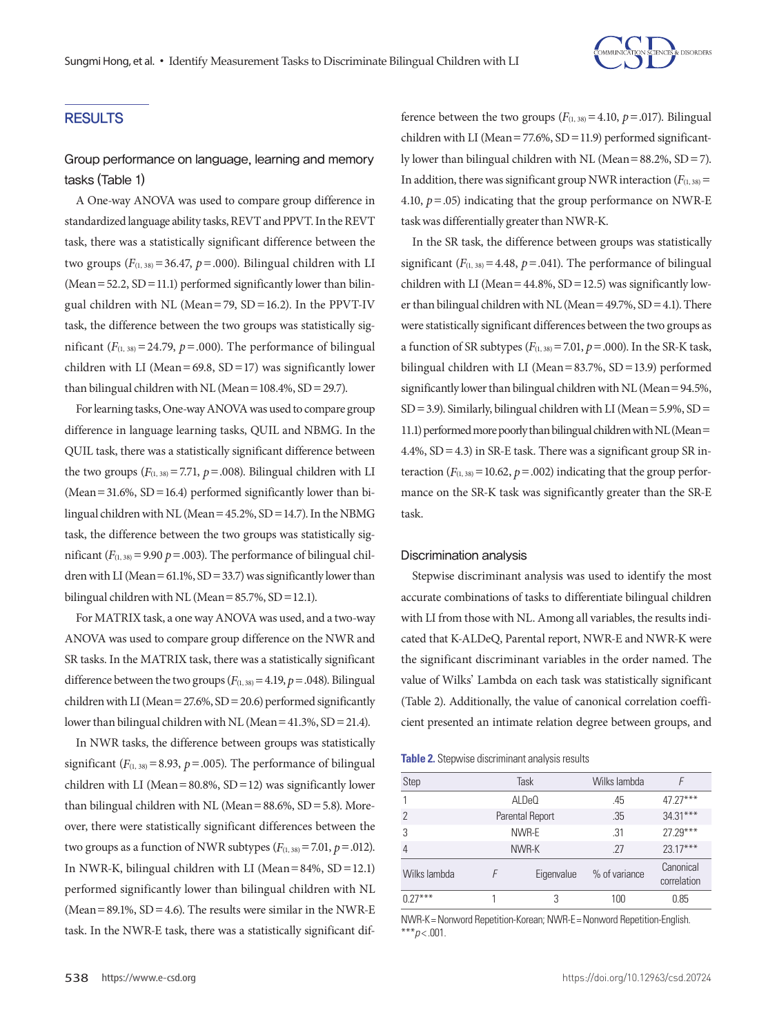## RESULTS

### Group performance on language, learning and memory tasks (Table 1)

A One-way ANOVA was used to compare group difference in standardized language ability tasks, REVT and PPVT. In the REVT task, there was a statistically significant difference between the two groups ($F_{(1, 38)}=36.47$, $p=.000$). Bilingual children with LI (Mean=52.2, SD=11.1) performed significantly lower than bilingual children with NL (Mean=79, SD=16.2). In the PPVT-IV task, the difference between the two groups was statistically significant ($F_{(1, 38)}=24.79$, $p=.000$). The performance of bilingual children with LI (Mean=69.8, SD=17) was significantly lower than bilingual children with NL (Mean=108.4%, SD=29.7).

For learning tasks, One-way ANOVA was used to compare group difference in language learning tasks, QUIL and NBMG. In the QUIL task, there was a statistically significant difference between the two groups ($F_{(1, 38)}=7.71$, $p=.008$). Bilingual children with LI (Mean=31.6%, SD=16.4) performed significantly lower than bilingual children with NL (Mean=45.2%, SD=14.7). In the NBMG task, the difference between the two groups was statistically significant ($F_{(1, 38)}=9.90$ $p=.003$). The performance of bilingual children with LI (Mean=61.1%, SD=33.7) was significantly lower than bilingual children with NL (Mean=85.7%, SD=12.1).

For MATRIX task, a one way ANOVA was used, and a two-way ANOVA was used to compare group difference on the NWR and SR tasks. In the MATRIX task, there was a statistically significant difference between the two groups ($F_{(1, 38)}=4.19$, $p=.048$). Bilingual children with LI (Mean=27.6%, SD=20.6) performed significantly lower than bilingual children with NL (Mean=41.3%, SD=21.4).

In NWR tasks, the difference between groups was statistically significant ($F_{(1, 38)}=8.93$, $p=.005$). The performance of bilingual children with LI (Mean=80.8%, SD=12) was significantly lower than bilingual children with NL (Mean=88.6%, SD=5.8). Moreover, there were statistically significant differences between the two groups as a function of NWR subtypes ($F_{(1, 38)}=7.01$, $p=.012$). In NWR-K, bilingual children with LI (Mean=84%, SD=12.1) performed significantly lower than bilingual children with NL (Mean=89.1%, SD=4.6). The results were similar in the NWR-E task. In the NWR-E task, there was a statistically significant difference between the two groups ($F_{(1, 38)}=4.10$, $p=.017$). Bilingual children with LI (Mean=77.6%, SD=11.9) performed significantly lower than bilingual children with NL (Mean=88.2%, SD=7). In addition, there was significant group NWR interaction ($F_{(1, 38)}=4.10$, $p=.05$) indicating that the group performance on NWR-E task was differentially greater than NWR-K.

In the SR task, the difference between groups was statistically significant ($F_{(1, 38)}=4.48$, $p=.041$). The performance of bilingual children with LI (Mean=44.8%, SD=12.5) was significantly lower than bilingual children with NL (Mean=49.7%, SD=4.1). There were statistically significant differences between the two groups as a function of SR subtypes ($F_{(1, 38)}=7.01$, $p=.000$). In the SR-K task, bilingual children with LI (Mean=83.7%, SD=13.9) performed significantly lower than bilingual children with NL (Mean=94.5%, SD=3.9). Similarly, bilingual children with LI (Mean=5.9%, SD=11.1) performed more poorly than bilingual children with NL (Mean=4.4%, SD=4.3) in SR-E task. There was a significant group SR interaction ($F_{(1, 38)}=10.62$, $p=.002$) indicating that the group performance on the SR-K task was significantly greater than the SR-E task.

### Discrimination analysis

Stepwise discriminant analysis was used to identify the most accurate combinations of tasks to differentiate bilingual children with LI from those with NL. Among all variables, the results indicated that K-ALDeQ, Parental report, NWR-E and NWR-K were the significant discriminant variables in the order named. The value of Wilks' Lambda on each task was statistically significant (Table 2). Additionally, the value of canonical correlation coefficient presented an intimate relation degree between groups, and

**Table 2.** Stepwise discriminant analysis results

| Step | Task | Wilks lambda | $F$ |
|---|---|---|---|
| 1 | ALDeQ | .45 | 47.27*** |
| 2 | Parental Report | .35 | 34.31*** |
| 3 | NWR-E | .31 | 27.29*** |
| 4 | NWR-K | .27 | 23.17*** |

| Wilks lambda | $F$ | Eigenvalue | % of variance | Canonical correlation |
|---|---|---|---|---|
| 0.27*** | 1 | 3 | 100 | 0.85 |

NWR-K=Nonword Repetition-Korean; NWR-E=Nonword Repetition-English.
***$p<.001$.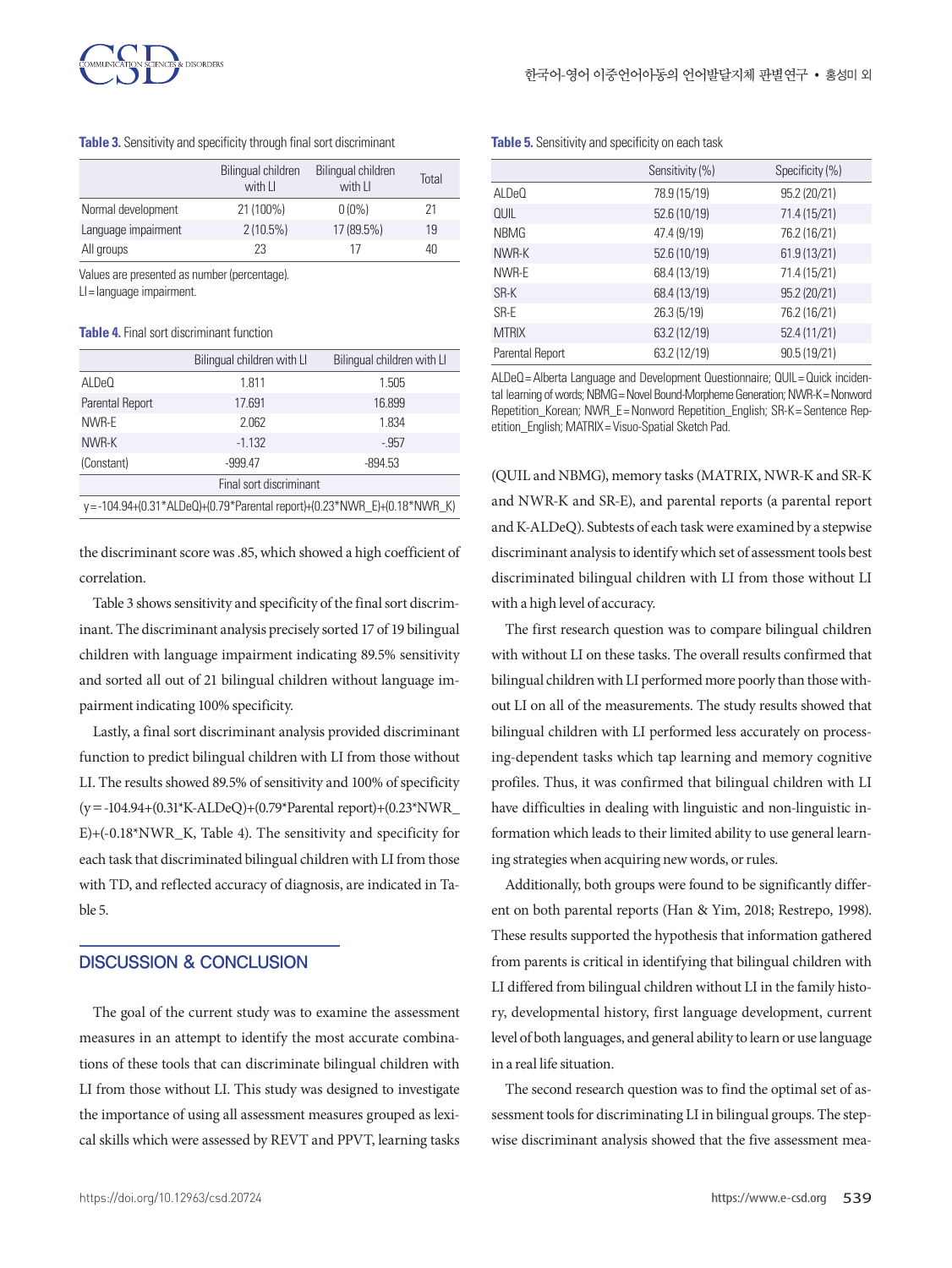**Table 3.** Sensitivity and specificity through final sort discriminant

| | Bilingual children with LI | Bilingual children with LI | Total |
|---|---|---|---|
| Normal development | 21 (100%) | 0 (0%) | 21 |
| Language impairment | 2 (10.5%) | 17 (89.5%) | 19 |
| All groups | 23 | 17 | 40 |

Values are presented as number (percentage).
LI = language impairment.

**Table 4.** Final sort discriminant function

| | Bilingual children with LI | Bilingual children with LI |
|---|---|---|
| ALDeQ | 1.811 | 1.505 |
| Parental Report | 17.691 | 16.899 |
| NWR-E | 2.062 | 1.834 |
| NWR-K | -1.132 | -.957 |
| (Constant) | -999.47 | -894.53 |
| Final sort discriminant | | |
| y = -104.94+(0.31*ALDeQ)+(0.79*Parental report)+(0.23*NWR_E)+(0.18*NWR_K) | | |

the discriminant score was .85, which showed a high coefficient of correlation.

Table 3 shows sensitivity and specificity of the final sort discriminant. The discriminant analysis precisely sorted 17 of 19 bilingual children with language impairment indicating 89.5% sensitivity and sorted all out of 21 bilingual children without language impairment indicating 100% specificity.

Lastly, a final sort discriminant analysis provided discriminant function to predict bilingual children with LI from those without LI. The results showed 89.5% of sensitivity and 100% of specificity (y = -104.94+(0.31*K-ALDeQ)+(0.79*Parental report)+(0.23*NWR_E)+(-0.18*NWR_K, Table 4). The sensitivity and specificity for each task that discriminated bilingual children with LI from those with TD, and reflected accuracy of diagnosis, are indicated in Table 5.

## DISCUSSION & CONCLUSION

The goal of the current study was to examine the assessment measures in an attempt to identify the most accurate combinations of these tools that can discriminate bilingual children with LI from those without LI. This study was designed to investigate the importance of using all assessment measures grouped as lexical skills which were assessed by REVT and PPVT, learning tasks

**Table 5.** Sensitivity and specificity on each task

| | Sensitivity (%) | Specificity (%) |
|---|---|---|
| ALDeQ | 78.9 (15/19) | 95.2 (20/21) |
| QUIL | 52.6 (10/19) | 71.4 (15/21) |
| NBMG | 47.4 (9/19) | 76.2 (16/21) |
| NWR-K | 52.6 (10/19) | 61.9 (13/21) |
| NWR-E | 68.4 (13/19) | 71.4 (15/21) |
| SR-K | 68.4 (13/19) | 95.2 (20/21) |
| SR-E | 26.3 (5/19) | 76.2 (16/21) |
| MTRIX | 63.2 (12/19) | 52.4 (11/21) |
| Parental Report | 63.2 (12/19) | 90.5 (19/21) |

ALDeQ = Alberta Language and Development Questionnaire; QUIL = Quick incidental learning of words; NBMG = Novel Bound-Morpheme Generation; NWR-K = Nonword Repetition_Korean; NWR_E = Nonword Repetition_English; SR-K = Sentence Repetition_English; MATRIX = Visuo-Spatial Sketch Pad.

(QUIL and NBMG), memory tasks (MATRIX, NWR-K and SR-K and NWR-K and SR-E), and parental reports (a parental report and K-ALDeQ). Subtests of each task were examined by a stepwise discriminant analysis to identify which set of assessment tools best discriminated bilingual children with LI from those without LI with a high level of accuracy.

The first research question was to compare bilingual children with without LI on these tasks. The overall results confirmed that bilingual children with LI performed more poorly than those without LI on all of the measurements. The study results showed that bilingual children with LI performed less accurately on processing-dependent tasks which tap learning and memory cognitive profiles. Thus, it was confirmed that bilingual children with LI have difficulties in dealing with linguistic and non-linguistic information which leads to their limited ability to use general learning strategies when acquiring new words, or rules.

Additionally, both groups were found to be significantly different on both parental reports (Han & Yim, 2018; Restrepo, 1998). These results supported the hypothesis that information gathered from parents is critical in identifying that bilingual children with LI differed from bilingual children without LI in the family history, developmental history, first language development, current level of both languages, and general ability to learn or use language in a real life situation.

The second research question was to find the optimal set of assessment tools for discriminating LI in bilingual groups. The stepwise discriminant analysis showed that the five assessment mea-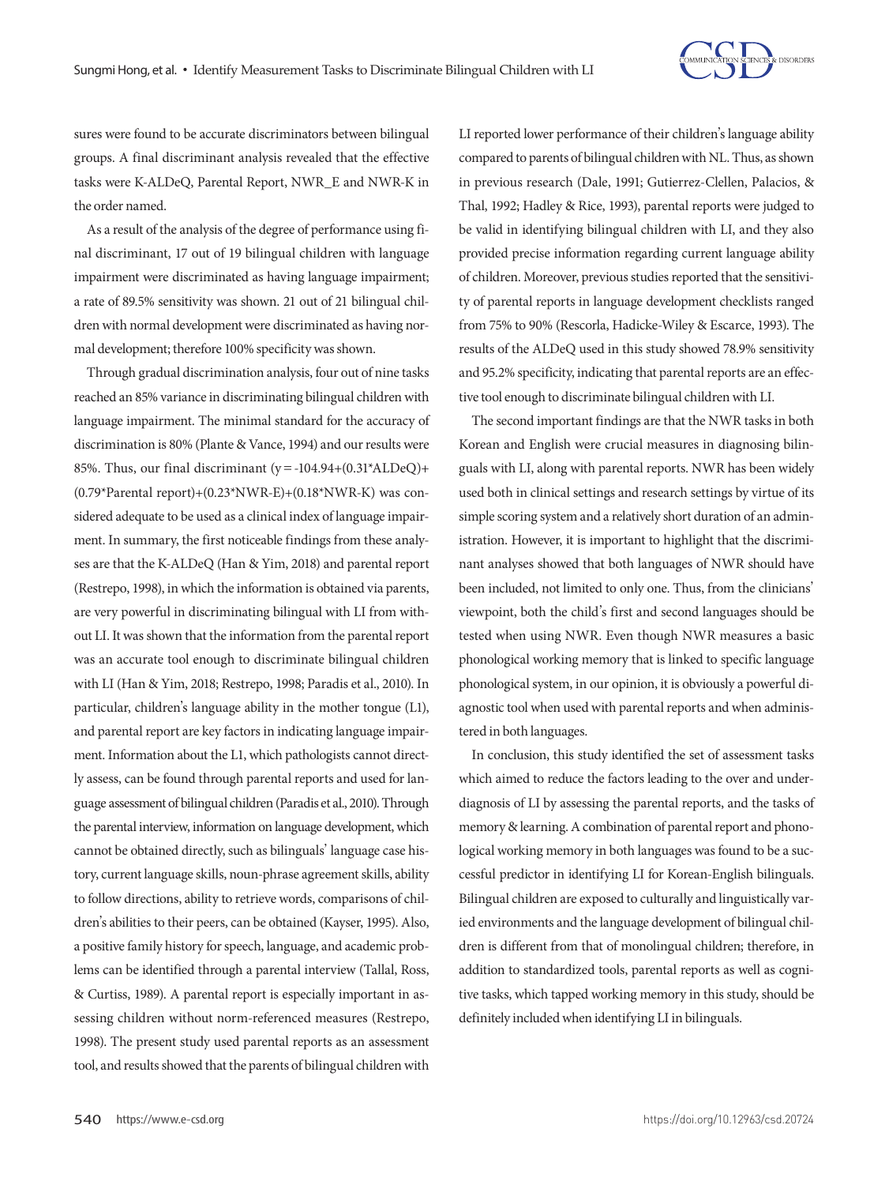sures were found to be accurate discriminators between bilingual groups. A final discriminant analysis revealed that the effective tasks were K-ALDeQ, Parental Report, NWR_E and NWR-K in the order named.

As a result of the analysis of the degree of performance using final discriminant, 17 out of 19 bilingual children with language impairment were discriminated as having language impairment; a rate of 89.5% sensitivity was shown. 21 out of 21 bilingual children with normal development were discriminated as having normal development; therefore 100% specificity was shown.

Through gradual discrimination analysis, four out of nine tasks reached an 85% variance in discriminating bilingual children with language impairment. The minimal standard for the accuracy of discrimination is 80% (Plante & Vance, 1994) and our results were 85%. Thus, our final discriminant ($y = -104.94 + (0.31 \ast \text{ALDeQ}) + (0.79 \ast \text{Parental report}) + (0.23 \ast \text{NWR-E}) + (0.18 \ast \text{NWR-K})$) was considered adequate to be used as a clinical index of language impairment. In summary, the first noticeable findings from these analyses are that the K-ALDeQ (Han & Yim, 2018) and parental report (Restrepo, 1998), in which the information is obtained via parents, are very powerful in discriminating bilingual with LI from without LI. It was shown that the information from the parental report was an accurate tool enough to discriminate bilingual children with LI (Han & Yim, 2018; Restrepo, 1998; Paradis et al., 2010). In particular, children's language ability in the mother tongue (L1), and parental report are key factors in indicating language impairment. Information about the L1, which pathologists cannot directly assess, can be found through parental reports and used for language assessment of bilingual children (Paradis et al., 2010). Through the parental interview, information on language development, which cannot be obtained directly, such as bilinguals' language case history, current language skills, noun-phrase agreement skills, ability to follow directions, ability to retrieve words, comparisons of children's abilities to their peers, can be obtained (Kayser, 1995). Also, a positive family history for speech, language, and academic problems can be identified through a parental interview (Tallal, Ross, & Curtiss, 1989). A parental report is especially important in assessing children without norm-referenced measures (Restrepo, 1998). The present study used parental reports as an assessment tool, and results showed that the parents of bilingual children with LI reported lower performance of their children's language ability compared to parents of bilingual children with NL. Thus, as shown in previous research (Dale, 1991; Gutierrez-Clellen, Palacios, & Thal, 1992; Hadley & Rice, 1993), parental reports were judged to be valid in identifying bilingual children with LI, and they also provided precise information regarding current language ability of children. Moreover, previous studies reported that the sensitivity of parental reports in language development checklists ranged from 75% to 90% (Rescorla, Hadicke-Wiley & Escarce, 1993). The results of the ALDeQ used in this study showed 78.9% sensitivity and 95.2% specificity, indicating that parental reports are an effective tool enough to discriminate bilingual children with LI.

The second important findings are that the NWR tasks in both Korean and English were crucial measures in diagnosing bilinguals with LI, along with parental reports. NWR has been widely used both in clinical settings and research settings by virtue of its simple scoring system and a relatively short duration of an administration. However, it is important to highlight that the discriminant analyses showed that both languages of NWR should have been included, not limited to only one. Thus, from the clinicians' viewpoint, both the child's first and second languages should be tested when using NWR. Even though NWR measures a basic phonological working memory that is linked to specific language phonological system, in our opinion, it is obviously a powerful diagnostic tool when used with parental reports and when administered in both languages.

In conclusion, this study identified the set of assessment tasks which aimed to reduce the factors leading to the over and underdiagnosis of LI by assessing the parental reports, and the tasks of memory & learning. A combination of parental report and phonological working memory in both languages was found to be a successful predictor in identifying LI for Korean-English bilinguals. Bilingual children are exposed to culturally and linguistically varied environments and the language development of bilingual children is different from that of monolingual children; therefore, in addition to standardized tools, parental reports as well as cognitive tasks, which tapped working memory in this study, should be definitely included when identifying LI in bilinguals.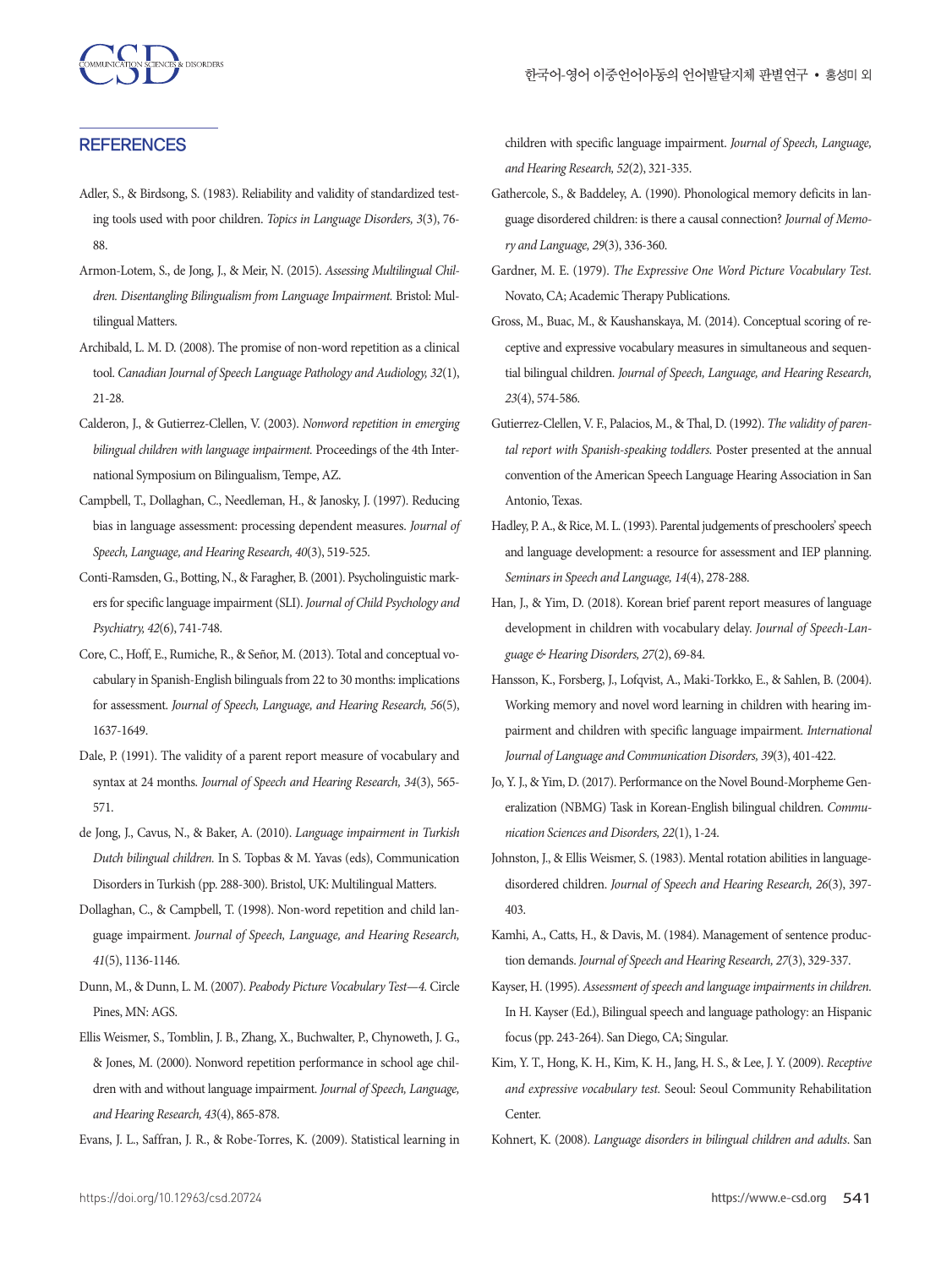## REFERENCES

Adler, S., & Birdsong, S. (1983). Reliability and validity of standardized testing tools used with poor children. *Topics in Language Disorders, 3*(3), 76-88.

Armon-Lotem, S., de Jong, J., & Meir, N. (2015). *Assessing Multilingual Children. Disentangling Bilingualism from Language Impairment.* Bristol: Multilingual Matters.

Archibald, L. M. D. (2008). The promise of non-word repetition as a clinical tool. *Canadian Journal of Speech Language Pathology and Audiology, 32*(1), 21-28.

Calderon, J., & Gutierrez-Clellen, V. (2003). *Nonword repetition in emerging bilingual children with language impairment.* Proceedings of the 4th International Symposium on Bilingualism, Tempe, AZ.

Campbell, T., Dollaghan, C., Needleman, H., & Janosky, J. (1997). Reducing bias in language assessment: processing dependent measures. *Journal of Speech, Language, and Hearing Research, 40*(3), 519-525.

Conti-Ramsden, G., Botting, N., & Faragher, B. (2001). Psycholinguistic markers for specific language impairment (SLI). *Journal of Child Psychology and Psychiatry, 42*(6), 741-748.

Core, C., Hoff, E., Rumiche, R., & Señor, M. (2013). Total and conceptual vocabulary in Spanish-English bilinguals from 22 to 30 months: implications for assessment. *Journal of Speech, Language, and Hearing Research, 56*(5), 1637-1649.

Dale, P. (1991). The validity of a parent report measure of vocabulary and syntax at 24 months. *Journal of Speech and Hearing Research, 34*(3), 565-571.

de Jong, J., Cavus, N., & Baker, A. (2010). *Language impairment in Turkish Dutch bilingual children.* In S. Topbas & M. Yavas (eds), Communication Disorders in Turkish (pp. 288-300). Bristol, UK: Multilingual Matters.

Dollaghan, C., & Campbell, T. (1998). Non-word repetition and child language impairment. *Journal of Speech, Language, and Hearing Research, 41*(5), 1136-1146.

Dunn, M., & Dunn, L. M. (2007). *Peabody Picture Vocabulary Test—4.* Circle Pines, MN: AGS.

Ellis Weismer, S., Tomblin, J. B., Zhang, X., Buchwalter, P., Chynoweth, J. G., & Jones, M. (2000). Nonword repetition performance in school age children with and without language impairment. *Journal of Speech, Language, and Hearing Research, 43*(4), 865-878.

Evans, J. L., Saffran, J. R., & Robe-Torres, K. (2009). Statistical learning in children with specific language impairment. *Journal of Speech, Language, and Hearing Research, 52*(2), 321-335.

Gathercole, S., & Baddeley, A. (1990). Phonological memory deficits in language disordered children: is there a causal connection? *Journal of Memory and Language, 29*(3), 336-360.

Gardner, M. E. (1979). *The Expressive One Word Picture Vocabulary Test.* Novato, CA; Academic Therapy Publications.

Gross, M., Buac, M., & Kaushanskaya, M. (2014). Conceptual scoring of receptive and expressive vocabulary measures in simultaneous and sequential bilingual children. *Journal of Speech, Language, and Hearing Research, 23*(4), 574-586.

Gutierrez-Clellen, V. F., Palacios, M., & Thal, D. (1992). *The validity of parental report with Spanish-speaking toddlers.* Poster presented at the annual convention of the American Speech Language Hearing Association in San Antonio, Texas.

Hadley, P. A., & Rice, M. L. (1993). Parental judgements of preschoolers' speech and language development: a resource for assessment and IEP planning. *Seminars in Speech and Language, 14*(4), 278-288.

Han, J., & Yim, D. (2018). Korean brief parent report measures of language development in children with vocabulary delay. *Journal of Speech-Language & Hearing Disorders, 27*(2), 69-84.

Hansson, K., Forsberg, J., Lofqvist, A., Maki-Torkko, E., & Sahlen, B. (2004). Working memory and novel word learning in children with hearing impairment and children with specific language impairment. *International Journal of Language and Communication Disorders, 39*(3), 401-422.

Jo, Y. J., & Yim, D. (2017). Performance on the Novel Bound-Morpheme Generalization (NBMG) Task in Korean-English bilingual children. *Communication Sciences and Disorders, 22*(1), 1-24.

Johnston, J., & Ellis Weismer, S. (1983). Mental rotation abilities in language-disordered children. *Journal of Speech and Hearing Research, 26*(3), 397-403.

Kamhi, A., Catts, H., & Davis, M. (1984). Management of sentence production demands. *Journal of Speech and Hearing Research, 27*(3), 329-337.

Kayser, H. (1995). *Assessment of speech and language impairments in children.* In H. Kayser (Ed.), Bilingual speech and language pathology: an Hispanic focus (pp. 243-264). San Diego, CA; Singular.

Kim, Y. T., Hong, K. H., Kim, K. H., Jang, H. S., & Lee, J. Y. (2009). *Receptive and expressive vocabulary test.* Seoul: Seoul Community Rehabilitation Center.

Kohnert, K. (2008). *Language disorders in bilingual children and adults.* San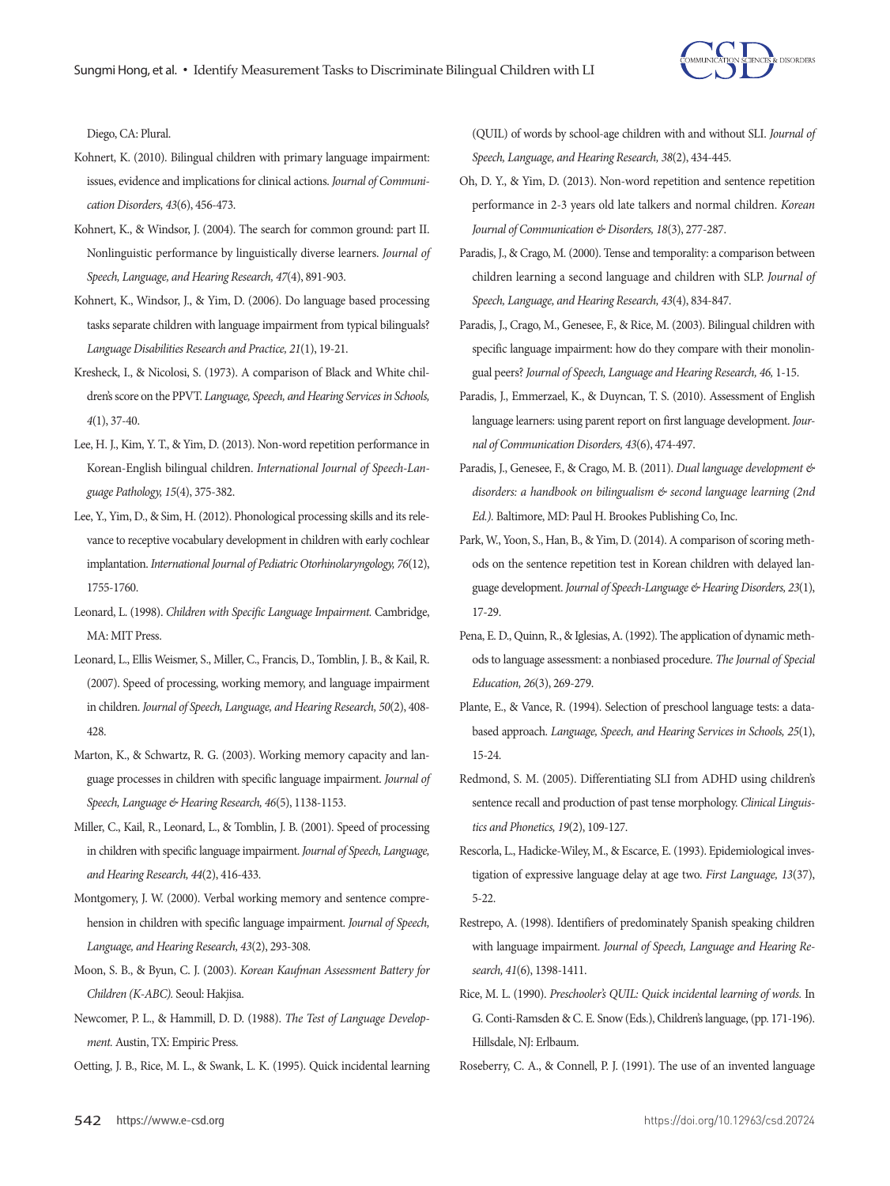Diego, CA: Plural.

Kohnert, K. (2010). Bilingual children with primary language impairment: issues, evidence and implications for clinical actions. *Journal of Communication Disorders, 43*(6), 456-473.

Kohnert, K., & Windsor, J. (2004). The search for common ground: part II. Nonlinguistic performance by linguistically diverse learners. *Journal of Speech, Language, and Hearing Research, 47*(4), 891-903.

Kohnert, K., Windsor, J., & Yim, D. (2006). Do language based processing tasks separate children with language impairment from typical bilinguals? *Language Disabilities Research and Practice, 21*(1), 19-21.

Kresheck, I., & Nicolosi, S. (1973). A comparison of Black and White children's score on the PPVT. *Language, Speech, and Hearing Services in Schools, 4*(1), 37-40.

Lee, H. J., Kim, Y. T., & Yim, D. (2013). Non-word repetition performance in Korean-English bilingual children. *International Journal of Speech-Language Pathology, 15*(4), 375-382.

Lee, Y., Yim, D., & Sim, H. (2012). Phonological processing skills and its relevance to receptive vocabulary development in children with early cochlear implantation. *International Journal of Pediatric Otorhinolaryngology, 76*(12), 1755-1760.

Leonard, L. (1998). *Children with Specific Language Impairment.* Cambridge, MA: MIT Press.

Leonard, L., Ellis Weismer, S., Miller, C., Francis, D., Tomblin, J. B., & Kail, R. (2007). Speed of processing, working memory, and language impairment in children. *Journal of Speech, Language, and Hearing Research, 50*(2), 408-428.

Marton, K., & Schwartz, R. G. (2003). Working memory capacity and language processes in children with specific language impairment. *Journal of Speech, Language & Hearing Research, 46*(5), 1138-1153.

Miller, C., Kail, R., Leonard, L., & Tomblin, J. B. (2001). Speed of processing in children with specific language impairment. *Journal of Speech, Language, and Hearing Research, 44*(2), 416-433.

Montgomery, J. W. (2000). Verbal working memory and sentence comprehension in children with specific language impairment. *Journal of Speech, Language, and Hearing Research, 43*(2), 293-308.

Moon, S. B., & Byun, C. J. (2003). *Korean Kaufman Assessment Battery for Children (K-ABC).* Seoul: Hakjisa.

Newcomer, P. L., & Hammill, D. D. (1988). *The Test of Language Development.* Austin, TX: Empiric Press.

Oetting, J. B., Rice, M. L., & Swank, L. K. (1995). Quick incidental learning (QUIL) of words by school-age children with and without SLI. *Journal of Speech, Language, and Hearing Research, 38*(2), 434-445.

Oh, D. Y., & Yim, D. (2013). Non-word repetition and sentence repetition performance in 2-3 years old late talkers and normal children. *Korean Journal of Communication & Disorders, 18*(3), 277-287.

Paradis, J., & Crago, M. (2000). Tense and temporality: a comparison between children learning a second language and children with SLP. *Journal of Speech, Language, and Hearing Research, 43*(4), 834-847.

Paradis, J., Crago, M., Genesee, F., & Rice, M. (2003). Bilingual children with specific language impairment: how do they compare with their monolingual peers? *Journal of Speech, Language and Hearing Research, 46,* 1-15.

Paradis, J., Emmerzael, K., & Duyncan, T. S. (2010). Assessment of English language learners: using parent report on first language development. *Journal of Communication Disorders, 43*(6), 474-497.

Paradis, J., Genesee, F., & Crago, M. B. (2011). *Dual language development & disorders: a handbook on bilingualism & second language learning (2nd Ed.).* Baltimore, MD: Paul H. Brookes Publishing Co, Inc.

Park, W., Yoon, S., Han, B., & Yim, D. (2014). A comparison of scoring methods on the sentence repetition test in Korean children with delayed language development. *Journal of Speech-Language & Hearing Disorders, 23*(1), 17-29.

Pena, E. D., Quinn, R., & Iglesias, A. (1992). The application of dynamic methods to language assessment: a nonbiased procedure. *The Journal of Special Education, 26*(3), 269-279.

Plante, E., & Vance, R. (1994). Selection of preschool language tests: a data-based approach. *Language, Speech, and Hearing Services in Schools, 25*(1), 15-24.

Redmond, S. M. (2005). Differentiating SLI from ADHD using children's sentence recall and production of past tense morphology. *Clinical Linguistics and Phonetics, 19*(2), 109-127.

Rescorla, L., Hadicke-Wiley, M., & Escarce, E. (1993). Epidemiological investigation of expressive language delay at age two. *First Language, 13*(37), 5-22.

Restrepo, A. (1998). Identifiers of predominately Spanish speaking children with language impairment. *Journal of Speech, Language and Hearing Research, 41*(6), 1398-1411.

Rice, M. L. (1990). *Preschooler's QUIL: Quick incidental learning of words.* In G. Conti-Ramsden & C. E. Snow (Eds.), Children's language, (pp. 171-196). Hillsdale, NJ: Erlbaum.

Roseberry, C. A., & Connell, P. J. (1991). The use of an invented language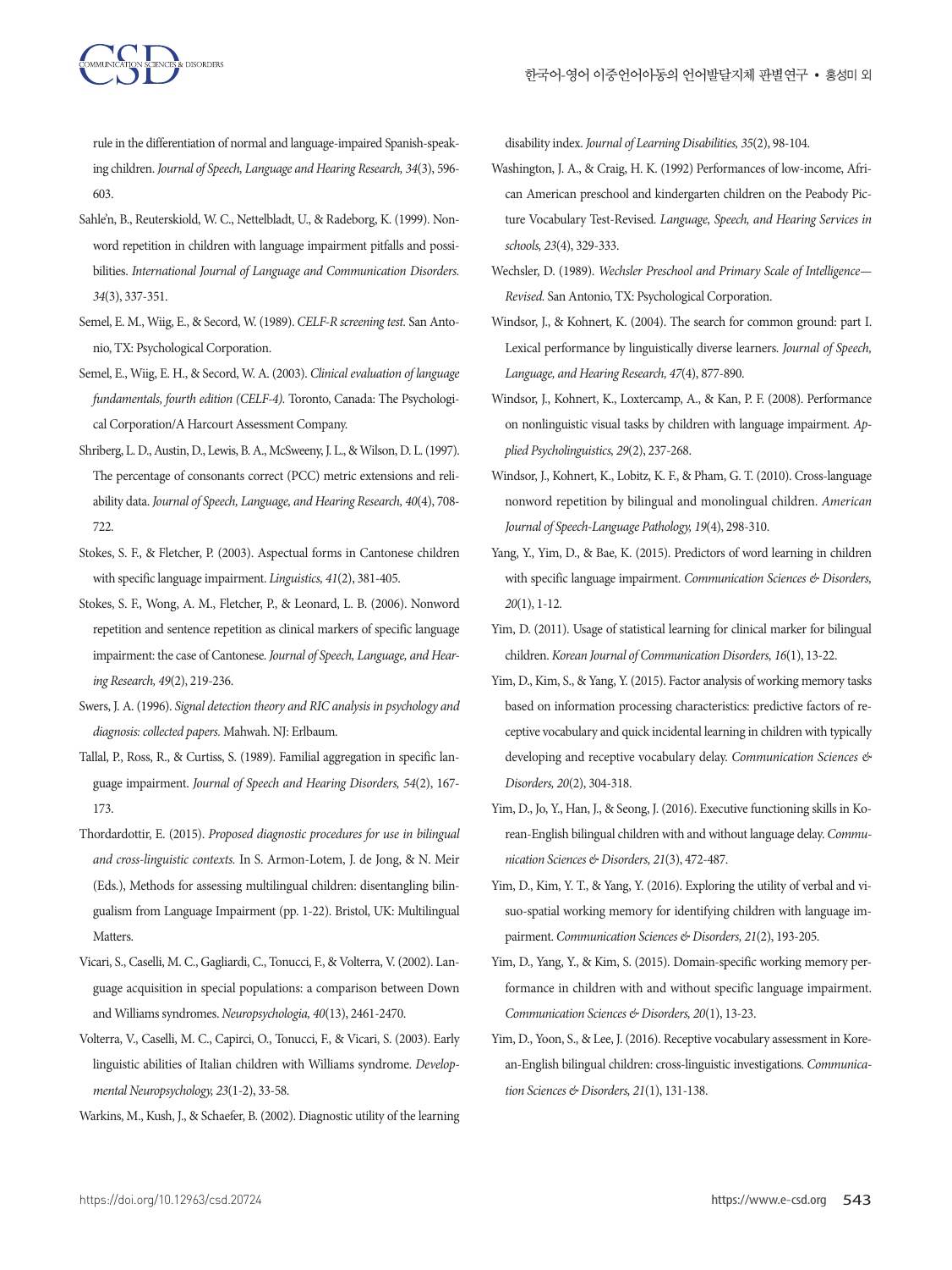rule in the differentiation of normal and language-impaired Spanish-speaking children. *Journal of Speech, Language and Hearing Research, 34*(3), 596-603.

Sahle'n, B., Reuterskiold, W. C., Nettelbladt, U., & Radeborg, K. (1999). Nonword repetition in children with language impairment pitfalls and possibilities. *International Journal of Language and Communication Disorders. 34*(3), 337-351.

Semel, E. M., Wiig, E., & Secord, W. (1989). *CELF-R screening test*. San Antonio, TX: Psychological Corporation.

Semel, E., Wiig, E. H., & Secord, W. A. (2003). *Clinical evaluation of language fundamentals, fourth edition (CELF-4)*. Toronto, Canada: The Psychological Corporation/A Harcourt Assessment Company.

Shriberg, L. D., Austin, D., Lewis, B. A., McSweeny, J. L., & Wilson, D. L. (1997). The percentage of consonants correct (PCC) metric extensions and reliability data. *Journal of Speech, Language, and Hearing Research, 40*(4), 708-722.

Stokes, S. F., & Fletcher, P. (2003). Aspectual forms in Cantonese children with specific language impairment. *Linguistics, 41*(2), 381-405.

Stokes, S. F., Wong, A. M., Fletcher, P., & Leonard, L. B. (2006). Nonword repetition and sentence repetition as clinical markers of specific language impairment: the case of Cantonese. *Journal of Speech, Language, and Hearing Research, 49*(2), 219-236.

Swers, J. A. (1996). *Signal detection theory and RIC analysis in psychology and diagnosis: collected papers*. Mahwah. NJ: Erlbaum.

Tallal, P., Ross, R., & Curtiss, S. (1989). Familial aggregation in specific language impairment. *Journal of Speech and Hearing Disorders, 54*(2), 167-173.

Thordardottir, E. (2015). *Proposed diagnostic procedures for use in bilingual and cross-linguistic contexts*. In S. Armon-Lotem, J. de Jong, & N. Meir (Eds.), Methods for assessing multilingual children: disentangling bilingualism from Language Impairment (pp. 1-22). Bristol, UK: Multilingual Matters.

Vicari, S., Caselli, M. C., Gagliardi, C., Tonucci, F., & Volterra, V. (2002). Language acquisition in special populations: a comparison between Down and Williams syndromes. *Neuropsychologia, 40*(13), 2461-2470.

Volterra, V., Caselli, M. C., Capirci, O., Tonucci, F., & Vicari, S. (2003). Early linguistic abilities of Italian children with Williams syndrome. *Developmental Neuropsychology, 23*(1-2), 33-58.

Warkins, M., Kush, J., & Schaefer, B. (2002). Diagnostic utility of the learning disability index. *Journal of Learning Disabilities, 35*(2), 98-104.

Washington, J. A., & Craig, H. K. (1992) Performances of low-income, African American preschool and kindergarten children on the Peabody Picture Vocabulary Test-Revised. *Language, Speech, and Hearing Services in schools, 23*(4), 329-333.

Wechsler, D. (1989). *Wechsler Preschool and Primary Scale of Intelligence—Revised*. San Antonio, TX: Psychological Corporation.

Windsor, J., & Kohnert, K. (2004). The search for common ground: part I. Lexical performance by linguistically diverse learners. *Journal of Speech, Language, and Hearing Research, 47*(4), 877-890.

Windsor, J., Kohnert, K., Loxtercamp, A., & Kan, P. F. (2008). Performance on nonlinguistic visual tasks by children with language impairment. *Applied Psycholinguistics, 29*(2), 237-268.

Windsor, J., Kohnert, K., Lobitz, K. F., & Pham, G. T. (2010). Cross-language nonword repetition by bilingual and monolingual children. *American Journal of Speech-Language Pathology, 19*(4), 298-310.

Yang, Y., Yim, D., & Bae, K. (2015). Predictors of word learning in children with specific language impairment. *Communication Sciences & Disorders, 20*(1), 1-12.

Yim, D. (2011). Usage of statistical learning for clinical marker for bilingual children. *Korean Journal of Communication Disorders, 16*(1), 13-22.

Yim, D., Kim, S., & Yang, Y. (2015). Factor analysis of working memory tasks based on information processing characteristics: predictive factors of receptive vocabulary and quick incidental learning in children with typically developing and receptive vocabulary delay. *Communication Sciences & Disorders, 20*(2), 304-318.

Yim, D., Jo, Y., Han, J., & Seong, J. (2016). Executive functioning skills in Korean-English bilingual children with and without language delay. *Communication Sciences & Disorders, 21*(3), 472-487.

Yim, D., Kim, Y. T., & Yang, Y. (2016). Exploring the utility of verbal and visuo-spatial working memory for identifying children with language impairment. *Communication Sciences & Disorders, 21*(2), 193-205.

Yim, D., Yang, Y., & Kim, S. (2015). Domain-specific working memory performance in children with and without specific language impairment. *Communication Sciences & Disorders, 20*(1), 13-23.

Yim, D., Yoon, S., & Lee, J. (2016). Receptive vocabulary assessment in Korean-English bilingual children: cross-linguistic investigations. *Communication Sciences & Disorders, 21*(1), 131-138.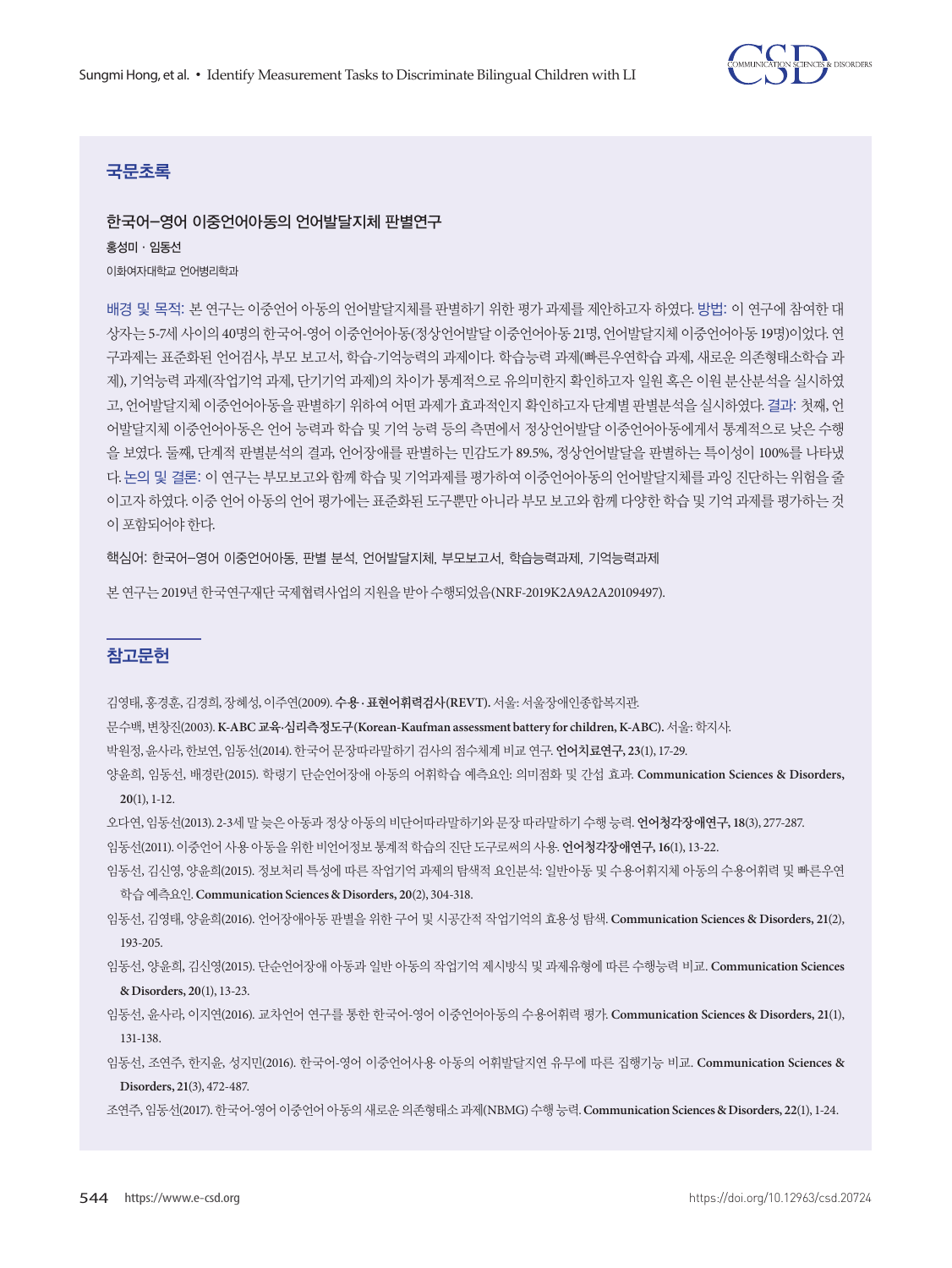## 국문초록

### 한국어-영어 이중언어아동의 언어발달지체 판별연구

**홍성미 · 임동선**

이화여자대학교 언어병리학과

배경 및 목적: 본 연구는 이중언어 아동의 언어발달지체를 판별하기 위한 평가 과제를 제안하고자 하였다. 방법: 이 연구에 참여한 대상자는 5-7세 사이의 40명의 한국어-영어 이중언어아동(정상언어발달 이중언어아동 21명, 언어발달지체 이중언어아동 19명)이었다. 연구과제는 표준화된 언어검사, 부모 보고서, 학습-기억능력의 과제이다. 학습능력 과제(빠른우연학습 과제, 새로운 의존형태소학습 과제), 기억능력 과제(작업기억 과제, 단기기억 과제)의 차이가 통계적으로 유의미한지 확인하고자 일원 혹은 이원 분산분석을 실시하였고, 언어발달지체 이중언어아동을 판별하기 위하여 어떤 과제가 효과적인지 확인하고자 단계별 판별분석을 실시하였다. 결과: 첫째, 언어발달지체 이중언어아동은 언어 능력과 학습 및 기억 능력 등의 측면에서 정상언어발달 이중언어아동에게서 통계적으로 낮은 수행을 보였다. 둘째, 단계적 판별분석의 결과, 언어장애를 판별하는 민감도가 89.5%, 정상언어발달을 판별하는 특이성이 100%를 나타냈다. 논의 및 결론: 이 연구는 부모보고와 함께 학습 및 기억과제를 평가하여 이중언어아동의 언어발달지체를 과잉 진단하는 위험을 줄이고자 하였다. 이중 언어 아동의 언어 평가에는 표준화된 도구뿐만 아니라 부모 보고와 함께 다양한 학습 및 기억 과제를 평가하는 것이 포함되어야 한다.

핵심어: 한국어-영어 이중언어아동, 판별 분석, 언어발달지체, 부모보고서, 학습능력과제, 기억능력과제

본 연구는 2019년 한국연구재단 국제협력사업의 지원을 받아 수행되었음(NRF-2019K2A9A2A20109497).

## 참고문헌

김영태, 홍경훈, 김경희, 장혜성, 이주연(2009). **수용 · 표현어휘력검사(REVT)**. 서울: 서울장애인종합복지관.

문수백, 변창진(2003). **K-ABC 교육·심리측정도구(Korean-Kaufman assessment battery for children, K-ABC)**. 서울: 학지사.

박원정, 윤사라, 한보연, 임동선(2014). 한국어 문장따라말하기 검사의 점수체계 비교 연구. **언어치료연구, 23**(1), 17-29.

양윤희, 임동선, 배경란(2015). 학령기 단순언어장애 아동의 어휘학습 예측요인: 의미점화 및 간섭 효과. **Communication Sciences & Disorders, 20**(1), 1-12.

오다연, 임동선(2013). 2-3세 말 늦은 아동과 정상 아동의 비단어따라말하기와 문장 따라말하기 수행 능력. **언어청각장애연구, 18**(3), 277-287.

임동선(2011). 이중언어 사용 아동을 위한 비언어정보 통계적 학습의 진단 도구로써의 사용. **언어청각장애연구, 16**(1), 13-22.

임동선, 김신영, 양윤희(2015). 정보처리 특성에 따른 작업기억 과제의 탐색적 요인분석: 일반아동 및 수용어휘지체 아동의 수용어휘력 및 빠른우연학습 예측요인. **Communication Sciences & Disorders, 20**(2), 304-318.

임동선, 김영태, 양윤희(2016). 언어장애아동 판별을 위한 구어 및 시공간적 작업기억의 효용성 탐색. **Communication Sciences & Disorders, 21**(2), 193-205.

임동선, 양윤희, 김신영(2015). 단순언어장애 아동과 일반 아동의 작업기억 제시방식 및 과제유형에 따른 수행능력 비교. **Communication Sciences & Disorders, 20**(1), 13-23.

임동선, 윤사라, 이지연(2016). 교차언어 연구를 통한 한국어-영어 이중언어아동의 수용어휘력 평가. **Communication Sciences & Disorders, 21**(1), 131-138.

임동선, 조연주, 한지윤, 성지민(2016). 한국어-영어 이중언어사용 아동의 어휘발달지연 유무에 따른 집행기능 비교. **Communication Sciences & Disorders, 21**(3), 472-487.

조연주, 임동선(2017). 한국어-영어 이중언어 아동의 새로운 의존형태소 과제(NBMG) 수행 능력. **Communication Sciences & Disorders, 22**(1), 1-24.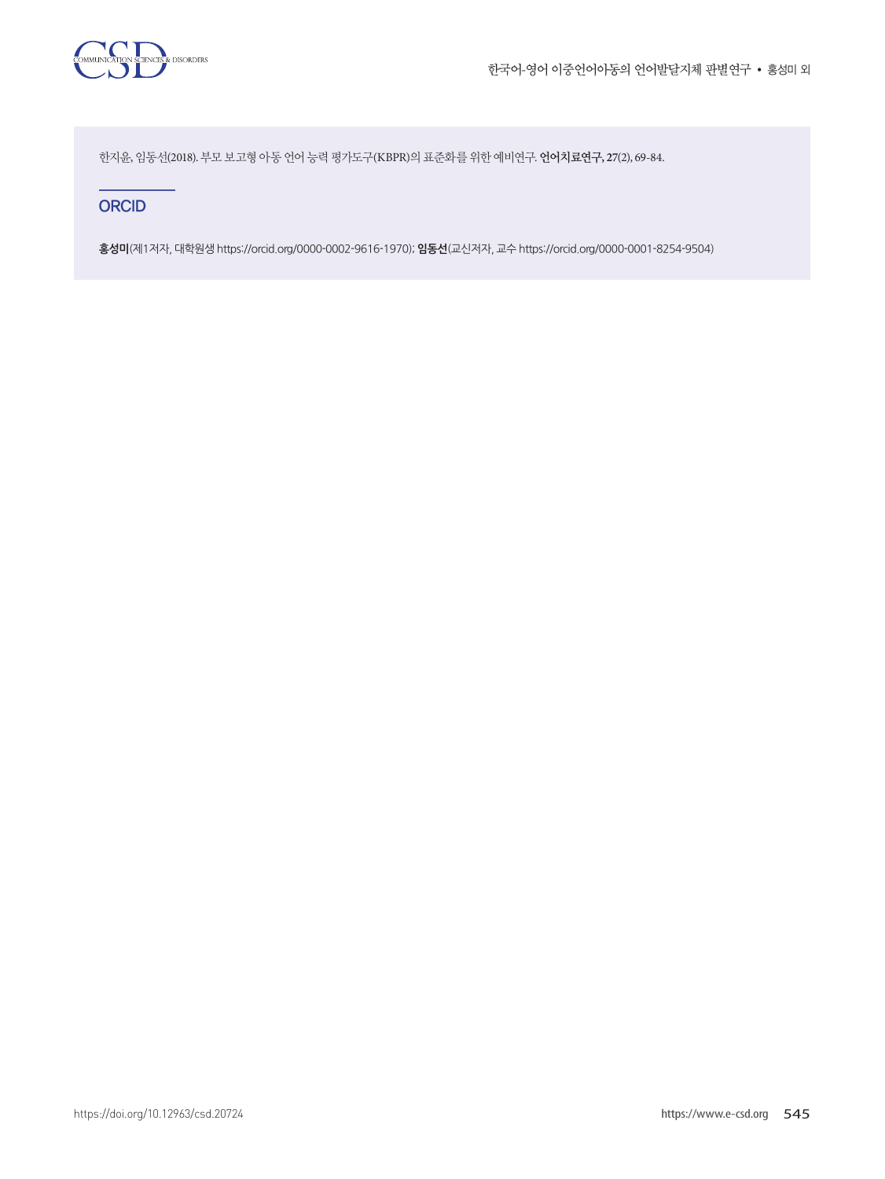한지윤, 임동선(2018). 부모 보고형 아동 언어 능력 평가도구(KBPR)의 표준화를 위한 예비연구. **언어치료연구, 27**(2), 69-84.

## ORCID

**홍성미**(제1저자, 대학원생 https://orcid.org/0000-0002-9616-1970); **임동선**(교신저자, 교수 https://orcid.org/0000-0001-8254-9504)